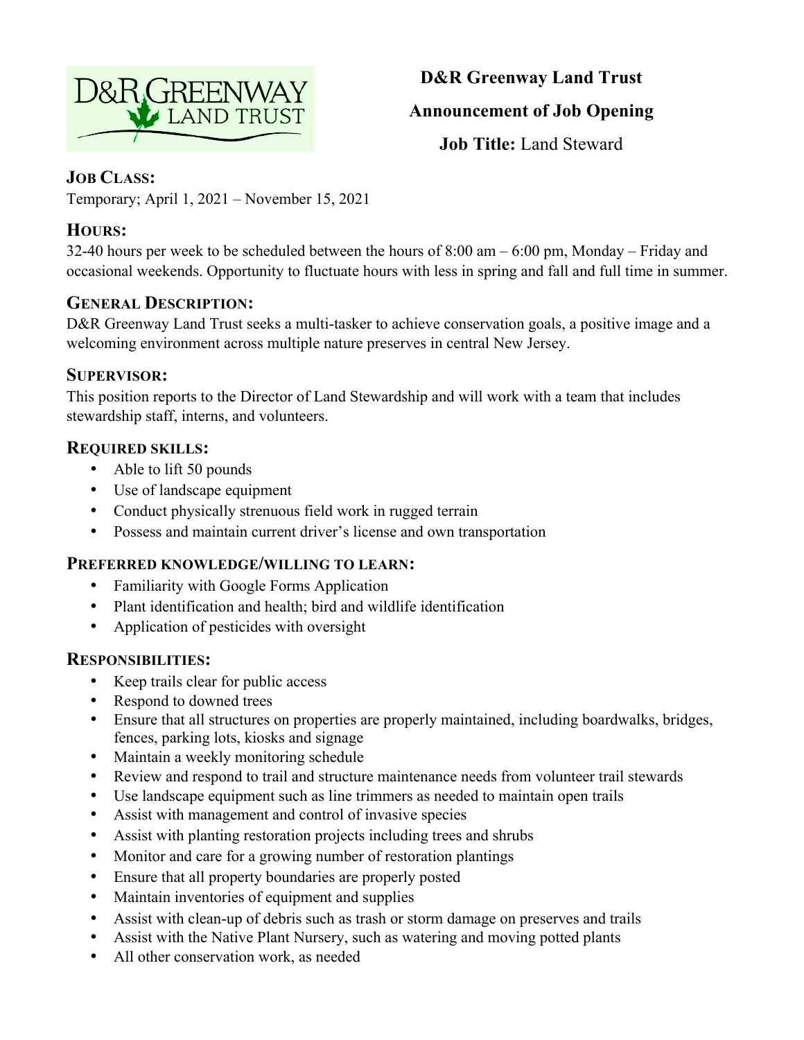**D&R Greenway Land Trust**

**Announcement of Job Opening**

**Job Title:** Land Steward

## JOB CLASS:

Temporary; April 1, 2021 – November 15, 2021

## HOURS:

32-40 hours per week to be scheduled between the hours of 8:00 am – 6:00 pm, Monday – Friday and occasional weekends. Opportunity to fluctuate hours with less in spring and fall and full time in summer.

## GENERAL DESCRIPTION:

D&R Greenway Land Trust seeks a multi-tasker to achieve conservation goals, a positive image and a welcoming environment across multiple nature preserves in central New Jersey.

## SUPERVISOR:

This position reports to the Director of Land Stewardship and will work with a team that includes stewardship staff, interns, and volunteers.

## REQUIRED SKILLS:

- Able to lift 50 pounds
- Use of landscape equipment
- Conduct physically strenuous field work in rugged terrain
- Possess and maintain current driver's license and own transportation

## PREFERRED KNOWLEDGE/WILLING TO LEARN:

- Familiarity with Google Forms Application
- Plant identification and health; bird and wildlife identification
- Application of pesticides with oversight

## RESPONSIBILITIES:

- Keep trails clear for public access
- Respond to downed trees
- Ensure that all structures on properties are properly maintained, including boardwalks, bridges, fences, parking lots, kiosks and signage
- Maintain a weekly monitoring schedule
- Review and respond to trail and structure maintenance needs from volunteer trail stewards
- Use landscape equipment such as line trimmers as needed to maintain open trails
- Assist with management and control of invasive species
- Assist with planting restoration projects including trees and shrubs
- Monitor and care for a growing number of restoration plantings
- Ensure that all property boundaries are properly posted
- Maintain inventories of equipment and supplies
- Assist with clean-up of debris such as trash or storm damage on preserves and trails
- Assist with the Native Plant Nursery, such as watering and moving potted plants
- All other conservation work, as needed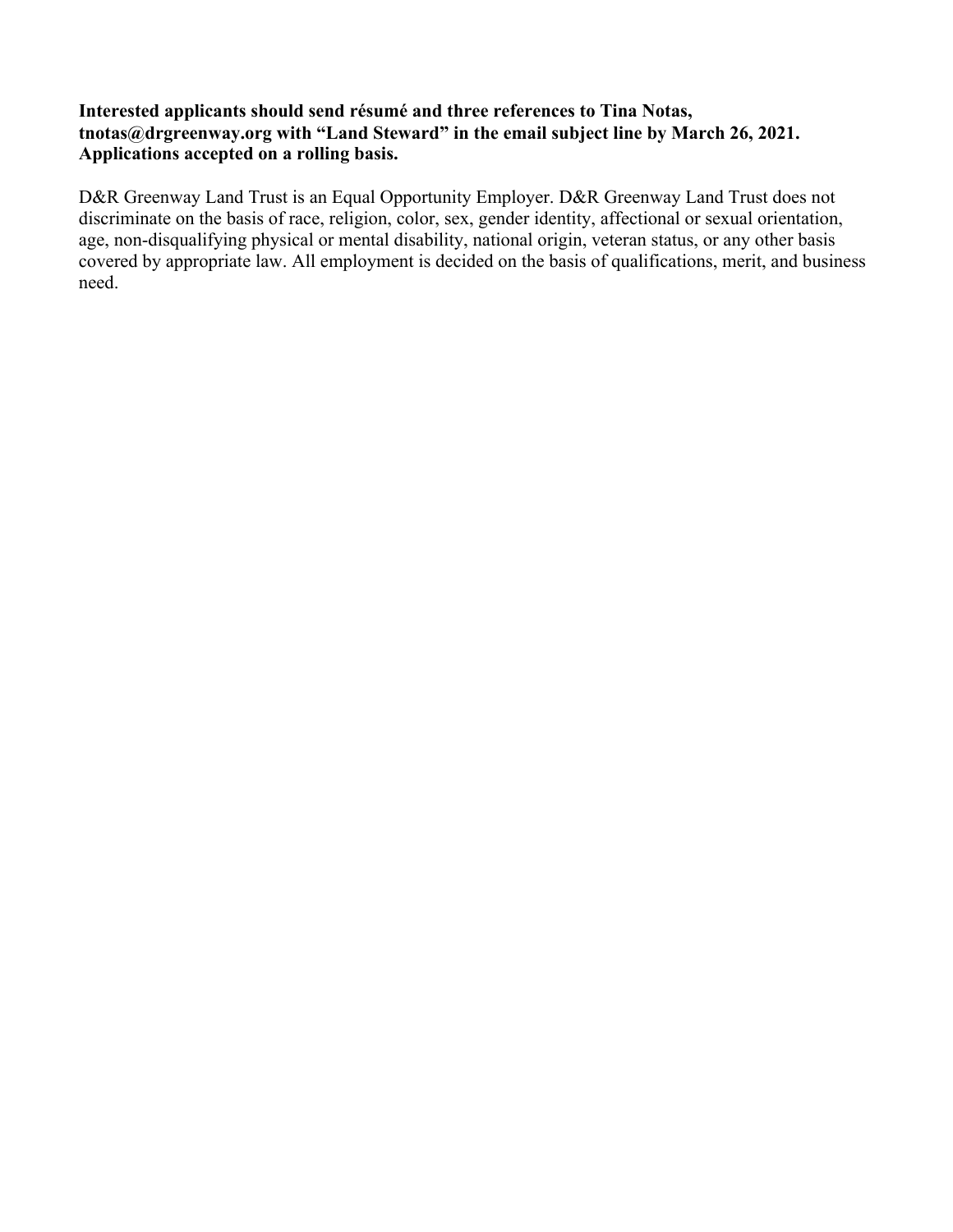**Interested applicants should send résumé and three references to Tina Notas, tnotas@drgreenway.org with "Land Steward" in the email subject line by March 26, 2021. Applications accepted on a rolling basis.**

D&R Greenway Land Trust is an Equal Opportunity Employer. D&R Greenway Land Trust does not discriminate on the basis of race, religion, color, sex, gender identity, affectional or sexual orientation, age, non-disqualifying physical or mental disability, national origin, veteran status, or any other basis covered by appropriate law. All employment is decided on the basis of qualifications, merit, and business need.